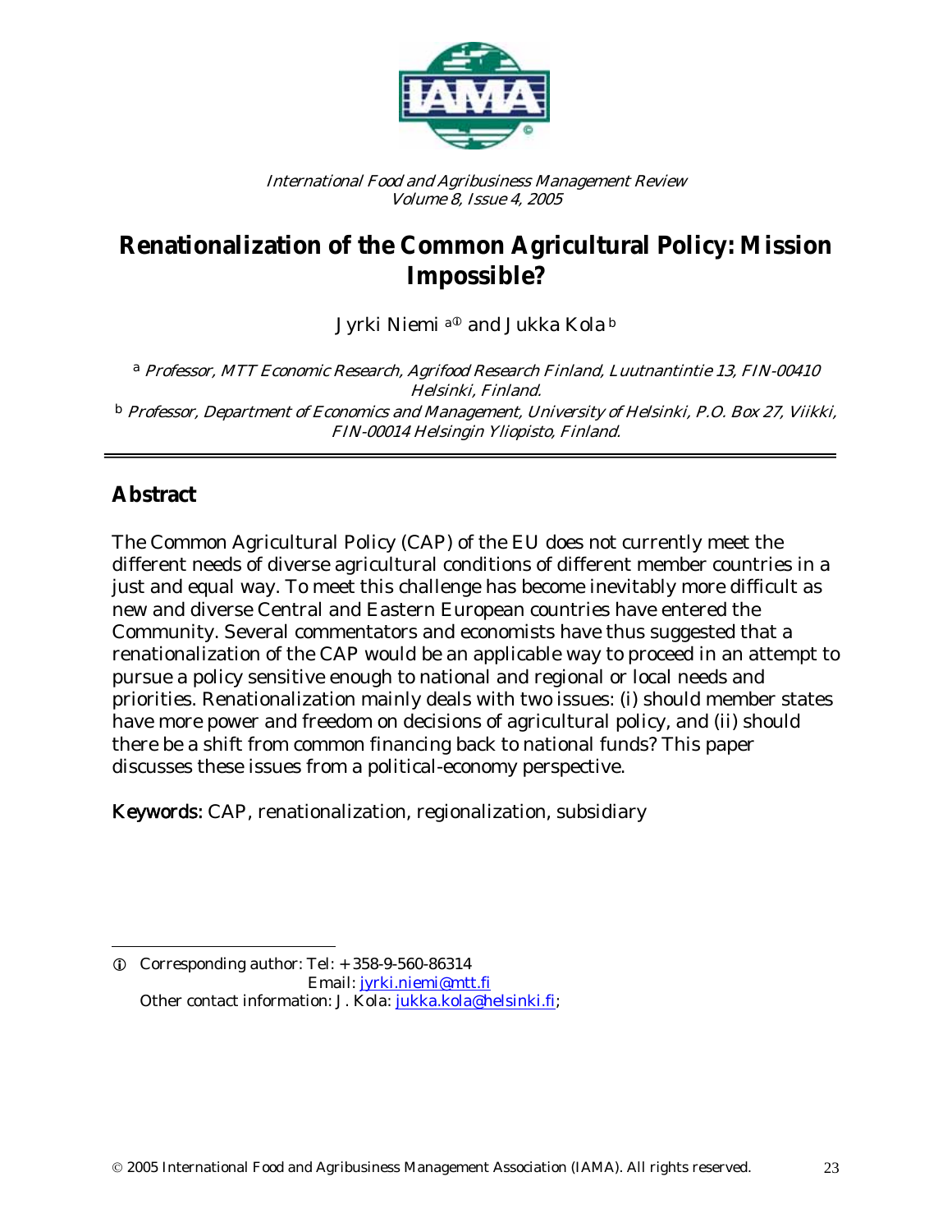International Food and Agribusiness Management Review
Volume 8, Issue 4, 2005

# Renationalization of the Common Agricultural Policy: Mission Impossible?

Jyrki Niemi [a①] and Jukka Kola [b]

[a] *Professor, MTT Economic Research, Agrifood Research Finland, Luutnantintie 13, FIN-00410 Helsinki, Finland.*

[b] *Professor, Department of Economics and Management, University of Helsinki, P.O. Box 27, Viikki, FIN-00014 Helsingin Yliopisto, Finland.*

## Abstract

The Common Agricultural Policy (CAP) of the EU does not currently meet the different needs of diverse agricultural conditions of different member countries in a just and equal way. To meet this challenge has become inevitably more difficult as new and diverse Central and Eastern European countries have entered the Community. Several commentators and economists have thus suggested that a renationalization of the CAP would be an applicable way to proceed in an attempt to pursue a policy sensitive enough to national and regional or local needs and priorities. Renationalization mainly deals with two issues: (i) should member states have more power and freedom on decisions of agricultural policy, and (ii) should there be a shift from common financing back to national funds? This paper discusses these issues from a political-economy perspective.

**Keywords:** CAP, renationalization, regionalization, subsidiary

---

① Corresponding author: Tel: + 358-9-560-86314
Email: jyrki.niemi@mtt.fi
Other contact information: J. Kola: jukka.kola@helsinki.fi;

© 2005 International Food and Agribusiness Management Association (IAMA). All rights reserved.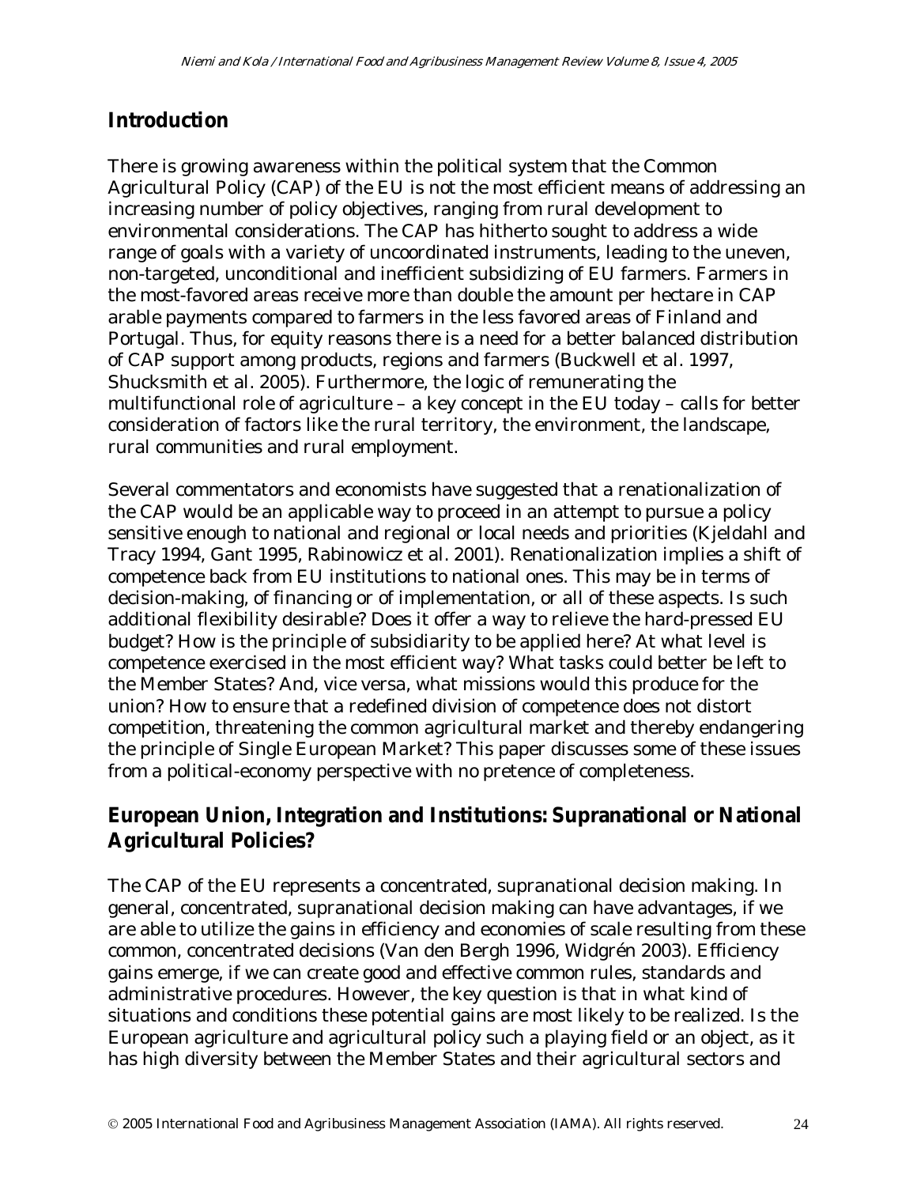## Introduction

There is growing awareness within the political system that the Common Agricultural Policy (CAP) of the EU is not the most efficient means of addressing an increasing number of policy objectives, ranging from rural development to environmental considerations. The CAP has hitherto sought to address a wide range of goals with a variety of uncoordinated instruments, leading to the uneven, non-targeted, unconditional and inefficient subsidizing of EU farmers. Farmers in the most-favored areas receive more than double the amount per hectare in CAP arable payments compared to farmers in the less favored areas of Finland and Portugal. Thus, for equity reasons there is a need for a better balanced distribution of CAP support among products, regions and farmers (Buckwell et al. 1997, Shucksmith et al. 2005). Furthermore, the logic of remunerating the multifunctional role of agriculture – a key concept in the EU today – calls for better consideration of factors like the rural territory, the environment, the landscape, rural communities and rural employment.

Several commentators and economists have suggested that a renationalization of the CAP would be an applicable way to proceed in an attempt to pursue a policy sensitive enough to national and regional or local needs and priorities (Kjeldahl and Tracy 1994, Gant 1995, Rabinowicz et al. 2001). Renationalization implies a shift of competence back from EU institutions to national ones. This may be in terms of decision-making, of financing or of implementation, or all of these aspects. Is such additional flexibility desirable? Does it offer a way to relieve the hard-pressed EU budget? How is the principle of subsidiarity to be applied here? At what level is competence exercised in the most efficient way? What tasks could better be left to the Member States? And, vice versa, what missions would this produce for the union? How to ensure that a redefined division of competence does not distort competition, threatening the common agricultural market and thereby endangering the principle of Single European Market? This paper discusses some of these issues from a political-economy perspective with no pretence of completeness.

## European Union, Integration and Institutions: Supranational or National Agricultural Policies?

The CAP of the EU represents a concentrated, supranational decision making. In general, concentrated, supranational decision making can have advantages, if we are able to utilize the gains in efficiency and economies of scale resulting from these common, concentrated decisions (Van den Bergh 1996, Widgrén 2003). Efficiency gains emerge, if we can create good and effective common rules, standards and administrative procedures. However, the key question is that in what kind of situations and conditions these potential gains are most likely to be realized. Is the European agriculture and agricultural policy such a playing field or an object, as it has high diversity between the Member States and their agricultural sectors and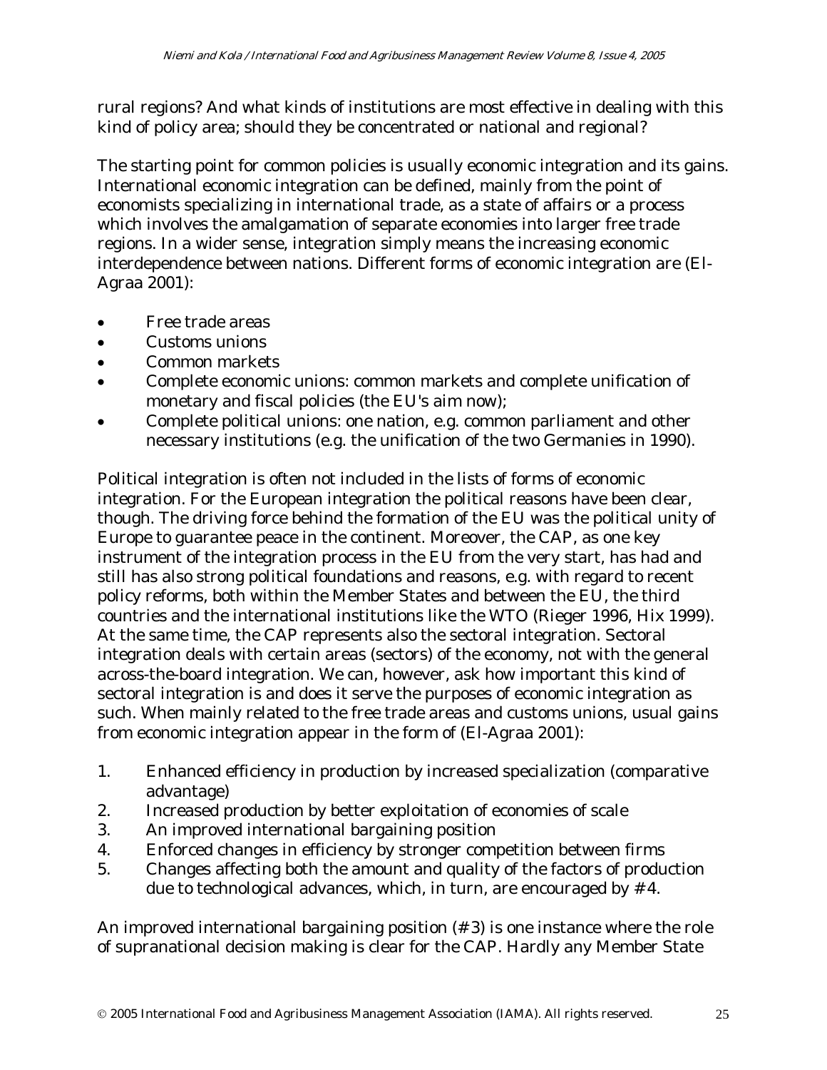rural regions? And what kinds of institutions are most effective in dealing with this kind of policy area; should they be concentrated or national and regional?

The starting point for common policies is usually economic integration and its gains. International economic integration can be defined, mainly from the point of economists specializing in international trade, as a state of affairs or a process which involves the amalgamation of separate economies into larger free trade regions. In a wider sense, integration simply means the increasing economic interdependence between nations. Different forms of economic integration are (El-Agraa 2001):

- Free trade areas
- Customs unions
- Common markets
- Complete economic unions: common markets and complete unification of monetary and fiscal policies (the EU's aim now);
- Complete political unions: one nation, e.g. common parliament and other necessary institutions (e.g. the unification of the two Germanies in 1990).

Political integration is often not included in the lists of forms of economic integration. For the European integration the political reasons have been clear, though. The driving force behind the formation of the EU was the political unity of Europe to guarantee peace in the continent. Moreover, the CAP, as one key instrument of the integration process in the EU from the very start, has had and still has also strong political foundations and reasons, e.g. with regard to recent policy reforms, both within the Member States and between the EU, the third countries and the international institutions like the WTO (Rieger 1996, Hix 1999). At the same time, the CAP represents also the sectoral integration. Sectoral integration deals with certain areas (sectors) of the economy, not with the general across-the-board integration. We can, however, ask how important this kind of sectoral integration is and does it serve the purposes of economic integration as such. When mainly related to the free trade areas and customs unions, usual gains from economic integration appear in the form of (El-Agraa 2001):

1. Enhanced efficiency in production by increased specialization (comparative advantage)
2. Increased production by better exploitation of economies of scale
3. An improved international bargaining position
4. Enforced changes in efficiency by stronger competition between firms
5. Changes affecting both the amount and quality of the factors of production due to technological advances, which, in turn, are encouraged by #4.

An improved international bargaining position (#3) is one instance where the role of supranational decision making is clear for the CAP. Hardly any Member State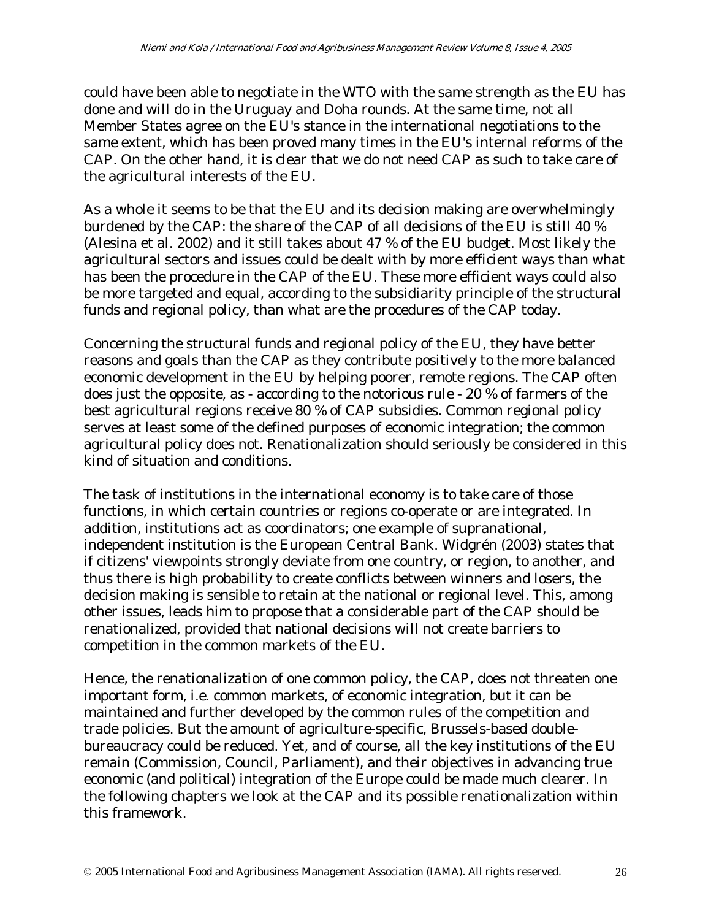could have been able to negotiate in the WTO with the same strength as the EU has done and will do in the Uruguay and Doha rounds. At the same time, not all Member States agree on the EU's stance in the international negotiations to the same extent, which has been proved many times in the EU's internal reforms of the CAP. On the other hand, it is clear that we do not need CAP as such to take care of the agricultural interests of the EU.

As a whole it seems to be that the EU and its decision making are overwhelmingly burdened by the CAP: the share of the CAP of all decisions of the EU is still 40 % (Alesina et al. 2002) and it still takes about 47 % of the EU budget. Most likely the agricultural sectors and issues could be dealt with by more efficient ways than what has been the procedure in the CAP of the EU. These more efficient ways could also be more targeted and equal, according to the subsidiarity principle of the structural funds and regional policy, than what are the procedures of the CAP today.

Concerning the structural funds and regional policy of the EU, they have better reasons and goals than the CAP as they contribute positively to the more balanced economic development in the EU by helping poorer, remote regions. The CAP often does just the opposite, as - according to the notorious rule - 20 % of farmers of the best agricultural regions receive 80 % of CAP subsidies. Common regional policy serves at least some of the defined purposes of economic integration; the common agricultural policy does not. Renationalization should seriously be considered in this kind of situation and conditions.

The task of institutions in the international economy is to take care of those functions, in which certain countries or regions co-operate or are integrated. In addition, institutions act as coordinators; one example of supranational, independent institution is the European Central Bank. Widgrén (2003) states that if citizens' viewpoints strongly deviate from one country, or region, to another, and thus there is high probability to create conflicts between winners and losers, the decision making is sensible to retain at the national or regional level. This, among other issues, leads him to propose that a considerable part of the CAP should be renationalized, provided that national decisions will not create barriers to competition in the common markets of the EU.

Hence, the renationalization of one common policy, the CAP, does not threaten one important form, i.e. common markets, of economic integration, but it can be maintained and further developed by the common rules of the competition and trade policies. But the amount of agriculture-specific, Brussels-based double-bureaucracy could be reduced. Yet, and of course, all the key institutions of the EU remain (Commission, Council, Parliament), and their objectives in advancing true economic (and political) integration of the Europe could be made much clearer. In the following chapters we look at the CAP and its possible renationalization within this framework.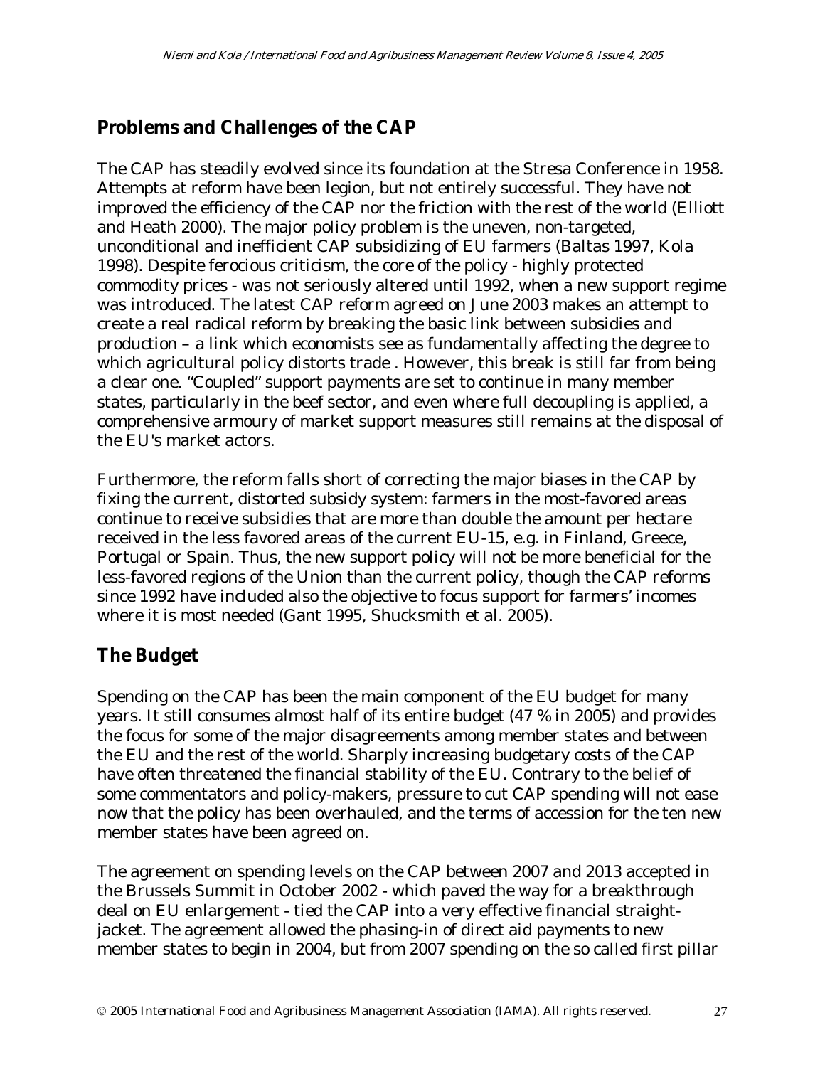## Problems and Challenges of the CAP

The CAP has steadily evolved since its foundation at the Stresa Conference in 1958. Attempts at reform have been legion, but not entirely successful. They have not improved the efficiency of the CAP nor the friction with the rest of the world (Elliott and Heath 2000). The major policy problem is the uneven, non-targeted, unconditional and inefficient CAP subsidizing of EU farmers (Baltas 1997, Kola 1998). Despite ferocious criticism, the core of the policy - highly protected commodity prices - was not seriously altered until 1992, when a new support regime was introduced. The latest CAP reform agreed on June 2003 makes an attempt to create a real radical reform by breaking the basic link between subsidies and production – a link which economists see as fundamentally affecting the degree to which agricultural policy distorts trade . However, this break is still far from being a clear one. "Coupled" support payments are set to continue in many member states, particularly in the beef sector, and even where full decoupling is applied, a comprehensive armoury of market support measures still remains at the disposal of the EU's market actors.

Furthermore, the reform falls short of correcting the major biases in the CAP by fixing the current, distorted subsidy system: farmers in the most-favored areas continue to receive subsidies that are more than double the amount per hectare received in the less favored areas of the current EU-15, e.g. in Finland, Greece, Portugal or Spain. Thus, the new support policy will not be more beneficial for the less-favored regions of the Union than the current policy, though the CAP reforms since 1992 have included also the objective to focus support for farmers' incomes where it is most needed (Gant 1995, Shucksmith et al. 2005).

## The Budget

Spending on the CAP has been the main component of the EU budget for many years. It still consumes almost half of its entire budget (47 % in 2005) and provides the focus for some of the major disagreements among member states and between the EU and the rest of the world. Sharply increasing budgetary costs of the CAP have often threatened the financial stability of the EU. Contrary to the belief of some commentators and policy-makers, pressure to cut CAP spending will not ease now that the policy has been overhauled, and the terms of accession for the ten new member states have been agreed on.

The agreement on spending levels on the CAP between 2007 and 2013 accepted in the Brussels Summit in October 2002 - which paved the way for a breakthrough deal on EU enlargement - tied the CAP into a very effective financial straight-jacket. The agreement allowed the phasing-in of direct aid payments to new member states to begin in 2004, but from 2007 spending on the so called first pillar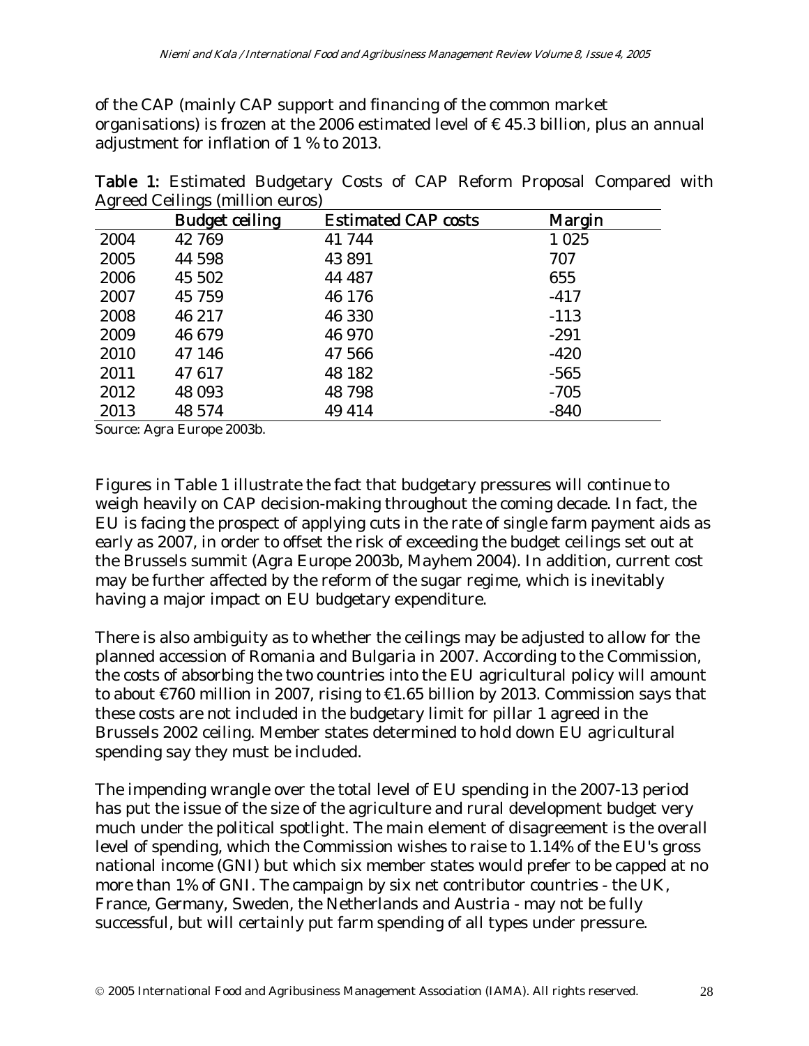of the CAP (mainly CAP support and financing of the common market organisations) is frozen at the 2006 estimated level of € 45.3 billion, plus an annual adjustment for inflation of 1 % to 2013.

**Table 1:** Estimated Budgetary Costs of CAP Reform Proposal Compared with Agreed Ceilings (million euros)

| | Budget ceiling | Estimated CAP costs | Margin |
|---|---|---|---|
| 2004 | 42 769 | 41 744 | 1 025 |
| 2005 | 44 598 | 43 891 | 707 |
| 2006 | 45 502 | 44 487 | 655 |
| 2007 | 45 759 | 46 176 | -417 |
| 2008 | 46 217 | 46 330 | -113 |
| 2009 | 46 679 | 46 970 | -291 |
| 2010 | 47 146 | 47 566 | -420 |
| 2011 | 47 617 | 48 182 | -565 |
| 2012 | 48 093 | 48 798 | -705 |
| 2013 | 48 574 | 49 414 | -840 |

Source: Agra Europe 2003b.

Figures in Table 1 illustrate the fact that budgetary pressures will continue to weigh heavily on CAP decision-making throughout the coming decade. In fact, the EU is facing the prospect of applying cuts in the rate of single farm payment aids as early as 2007, in order to offset the risk of exceeding the budget ceilings set out at the Brussels summit (Agra Europe 2003b, Mayhem 2004). In addition, current cost may be further affected by the reform of the sugar regime, which is inevitably having a major impact on EU budgetary expenditure.

There is also ambiguity as to whether the ceilings may be adjusted to allow for the planned accession of Romania and Bulgaria in 2007. According to the Commission, the costs of absorbing the two countries into the EU agricultural policy will amount to about €760 million in 2007, rising to €1.65 billion by 2013. Commission says that these costs are not included in the budgetary limit for pillar 1 agreed in the Brussels 2002 ceiling. Member states determined to hold down EU agricultural spending say they must be included.

The impending wrangle over the total level of EU spending in the 2007-13 period has put the issue of the size of the agriculture and rural development budget very much under the political spotlight. The main element of disagreement is the overall level of spending, which the Commission wishes to raise to 1.14% of the EU's gross national income (GNI) but which six member states would prefer to be capped at no more than 1% of GNI. The campaign by six net contributor countries - the UK, France, Germany, Sweden, the Netherlands and Austria - may not be fully successful, but will certainly put farm spending of all types under pressure.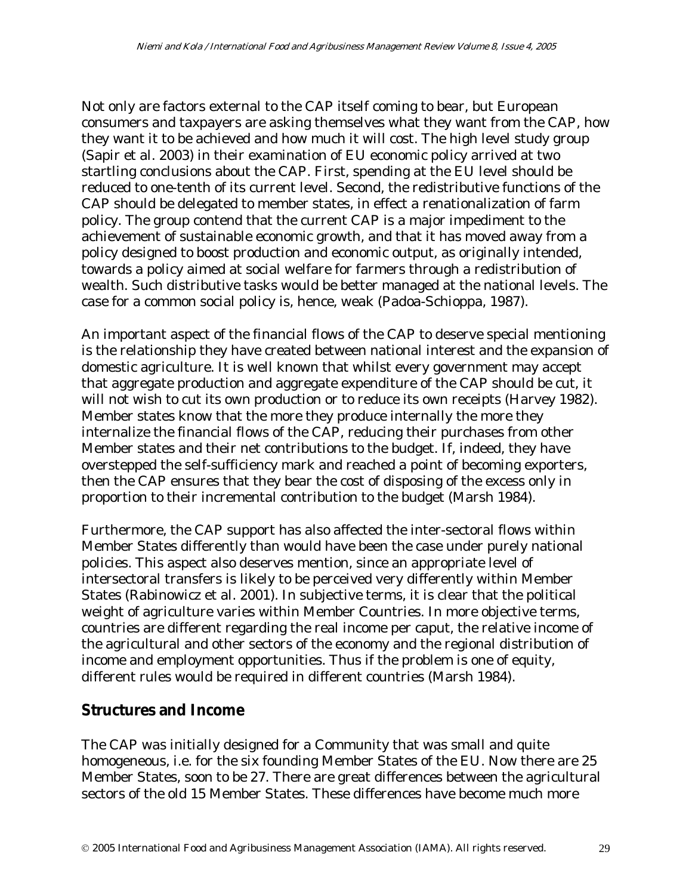Not only are factors external to the CAP itself coming to bear, but European consumers and taxpayers are asking themselves what they want from the CAP, how they want it to be achieved and how much it will cost. The high level study group (Sapir et al. 2003) in their examination of EU economic policy arrived at two startling conclusions about the CAP. First, spending at the EU level should be reduced to one-tenth of its current level. Second, the redistributive functions of the CAP should be delegated to member states, in effect a renationalization of farm policy. The group contend that the current CAP is a major impediment to the achievement of sustainable economic growth, and that it has moved away from a policy designed to boost production and economic output, as originally intended, towards a policy aimed at social welfare for farmers through a redistribution of wealth. Such distributive tasks would be better managed at the national levels. The case for a common social policy is, hence, weak (Padoa-Schioppa, 1987).

An important aspect of the financial flows of the CAP to deserve special mentioning is the relationship they have created between national interest and the expansion of domestic agriculture. It is well known that whilst every government may accept that aggregate production and aggregate expenditure of the CAP should be cut, it will not wish to cut its own production or to reduce its own receipts (Harvey 1982). Member states know that the more they produce internally the more they internalize the financial flows of the CAP, reducing their purchases from other Member states and their net contributions to the budget. If, indeed, they have overstepped the self-sufficiency mark and reached a point of becoming exporters, then the CAP ensures that they bear the cost of disposing of the excess only in proportion to their incremental contribution to the budget (Marsh 1984).

Furthermore, the CAP support has also affected the inter-sectoral flows within Member States differently than would have been the case under purely national policies. This aspect also deserves mention, since an appropriate level of intersectoral transfers is likely to be perceived very differently within Member States (Rabinowicz et al. 2001). In subjective terms, it is clear that the political weight of agriculture varies within Member Countries. In more objective terms, countries are different regarding the real income per caput, the relative income of the agricultural and other sectors of the economy and the regional distribution of income and employment opportunities. Thus if the problem is one of equity, different rules would be required in different countries (Marsh 1984).

## Structures and Income

The CAP was initially designed for a Community that was small and quite homogeneous, i.e. for the six founding Member States of the EU. Now there are 25 Member States, soon to be 27. There are great differences between the agricultural sectors of the old 15 Member States. These differences have become much more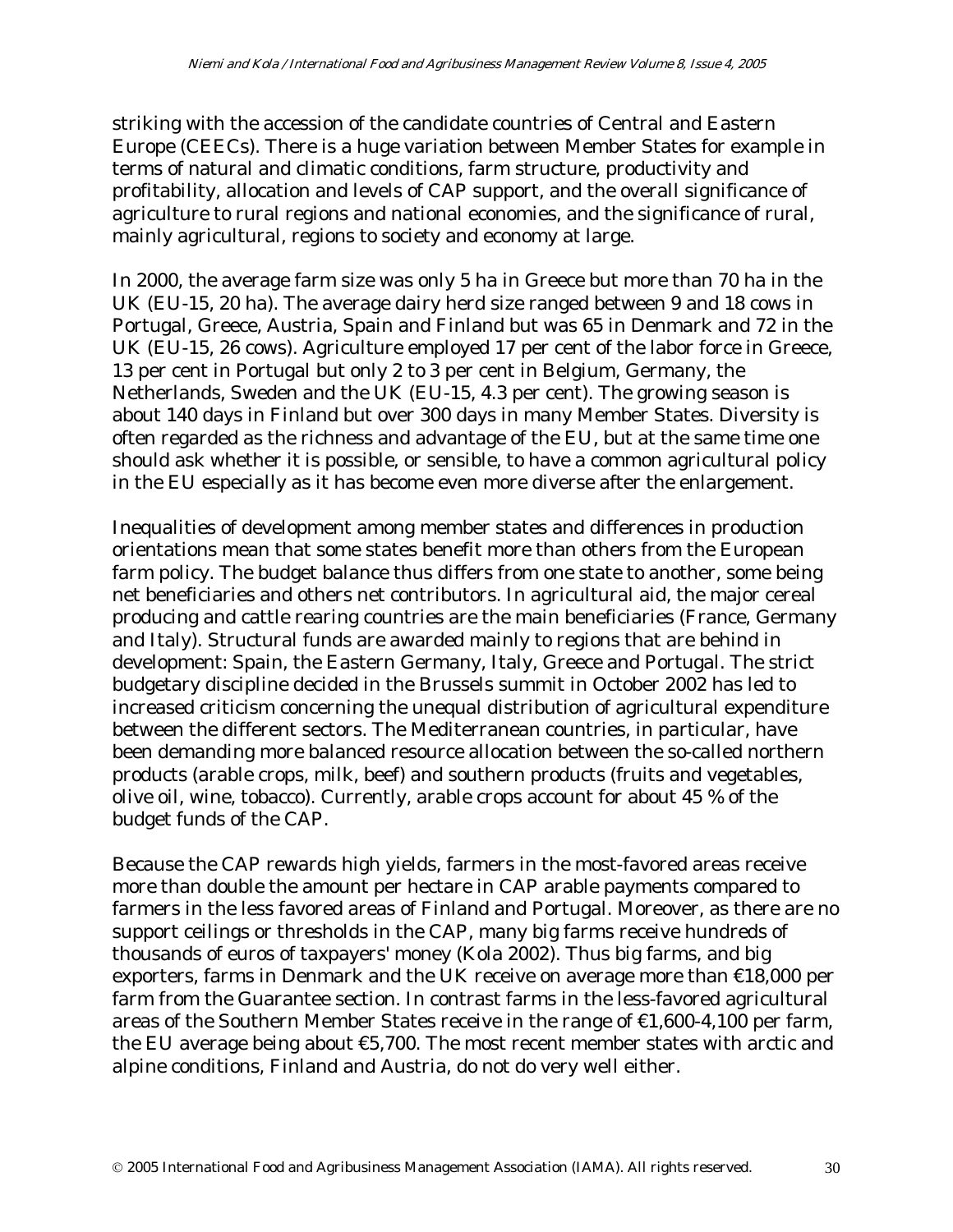striking with the accession of the candidate countries of Central and Eastern Europe (CEECs). There is a huge variation between Member States for example in terms of natural and climatic conditions, farm structure, productivity and profitability, allocation and levels of CAP support, and the overall significance of agriculture to rural regions and national economies, and the significance of rural, mainly agricultural, regions to society and economy at large.

In 2000, the average farm size was only 5 ha in Greece but more than 70 ha in the UK (EU-15, 20 ha). The average dairy herd size ranged between 9 and 18 cows in Portugal, Greece, Austria, Spain and Finland but was 65 in Denmark and 72 in the UK (EU-15, 26 cows). Agriculture employed 17 per cent of the labor force in Greece, 13 per cent in Portugal but only 2 to 3 per cent in Belgium, Germany, the Netherlands, Sweden and the UK (EU-15, 4.3 per cent). The growing season is about 140 days in Finland but over 300 days in many Member States. Diversity is often regarded as the richness and advantage of the EU, but at the same time one should ask whether it is possible, or sensible, to have a common agricultural policy in the EU especially as it has become even more diverse after the enlargement.

Inequalities of development among member states and differences in production orientations mean that some states benefit more than others from the European farm policy. The budget balance thus differs from one state to another, some being net beneficiaries and others net contributors. In agricultural aid, the major cereal producing and cattle rearing countries are the main beneficiaries (France, Germany and Italy). Structural funds are awarded mainly to regions that are behind in development: Spain, the Eastern Germany, Italy, Greece and Portugal. The strict budgetary discipline decided in the Brussels summit in October 2002 has led to increased criticism concerning the unequal distribution of agricultural expenditure between the different sectors. The Mediterranean countries, in particular, have been demanding more balanced resource allocation between the so-called northern products (arable crops, milk, beef) and southern products (fruits and vegetables, olive oil, wine, tobacco). Currently, arable crops account for about 45 % of the budget funds of the CAP.

Because the CAP rewards high yields, farmers in the most-favored areas receive more than double the amount per hectare in CAP arable payments compared to farmers in the less favored areas of Finland and Portugal. Moreover, as there are no support ceilings or thresholds in the CAP, many big farms receive hundreds of thousands of euros of taxpayers' money (Kola 2002). Thus big farms, and big exporters, farms in Denmark and the UK receive on average more than €18,000 per farm from the Guarantee section. In contrast farms in the less-favored agricultural areas of the Southern Member States receive in the range of €1,600-4,100 per farm, the EU average being about €5,700. The most recent member states with arctic and alpine conditions, Finland and Austria, do not do very well either.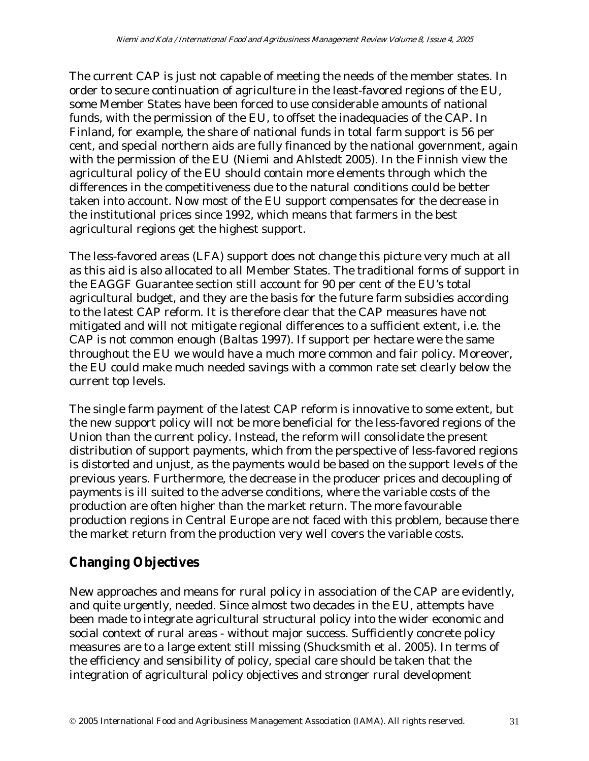The current CAP is just not capable of meeting the needs of the member states. In order to secure continuation of agriculture in the least-favored regions of the EU, some Member States have been forced to use considerable amounts of national funds, with the permission of the EU, to offset the inadequacies of the CAP. In Finland, for example, the share of national funds in total farm support is 56 per cent, and special northern aids are fully financed by the national government, again with the permission of the EU (Niemi and Ahlstedt 2005). In the Finnish view the agricultural policy of the EU should contain more elements through which the differences in the competitiveness due to the natural conditions could be better taken into account. Now most of the EU support compensates for the decrease in the institutional prices since 1992, which means that farmers in the best agricultural regions get the highest support.

The less-favored areas (LFA) support does not change this picture very much at all as this aid is also allocated to all Member States. The traditional forms of support in the EAGGF Guarantee section still account for 90 per cent of the EU's total agricultural budget, and they are the basis for the future farm subsidies according to the latest CAP reform. It is therefore clear that the CAP measures have not mitigated and will not mitigate regional differences to a sufficient extent, i.e. the CAP is not common enough (Baltas 1997). If support per hectare were the same throughout the EU we would have a much more common and fair policy. Moreover, the EU could make much needed savings with a common rate set clearly below the current top levels.

The single farm payment of the latest CAP reform is innovative to some extent, but the new support policy will not be more beneficial for the less-favored regions of the Union than the current policy. Instead, the reform will consolidate the present distribution of support payments, which from the perspective of less-favored regions is distorted and unjust, as the payments would be based on the support levels of the previous years. Furthermore, the decrease in the producer prices and decoupling of payments is ill suited to the adverse conditions, where the variable costs of the production are often higher than the market return. The more favourable production regions in Central Europe are not faced with this problem, because there the market return from the production very well covers the variable costs.

## Changing Objectives

New approaches and means for rural policy in association of the CAP are evidently, and quite urgently, needed. Since almost two decades in the EU, attempts have been made to integrate agricultural structural policy into the wider economic and social context of rural areas - without major success. Sufficiently concrete policy measures are to a large extent still missing (Shucksmith et al. 2005). In terms of the efficiency and sensibility of policy, special care should be taken that the integration of agricultural policy objectives and stronger rural development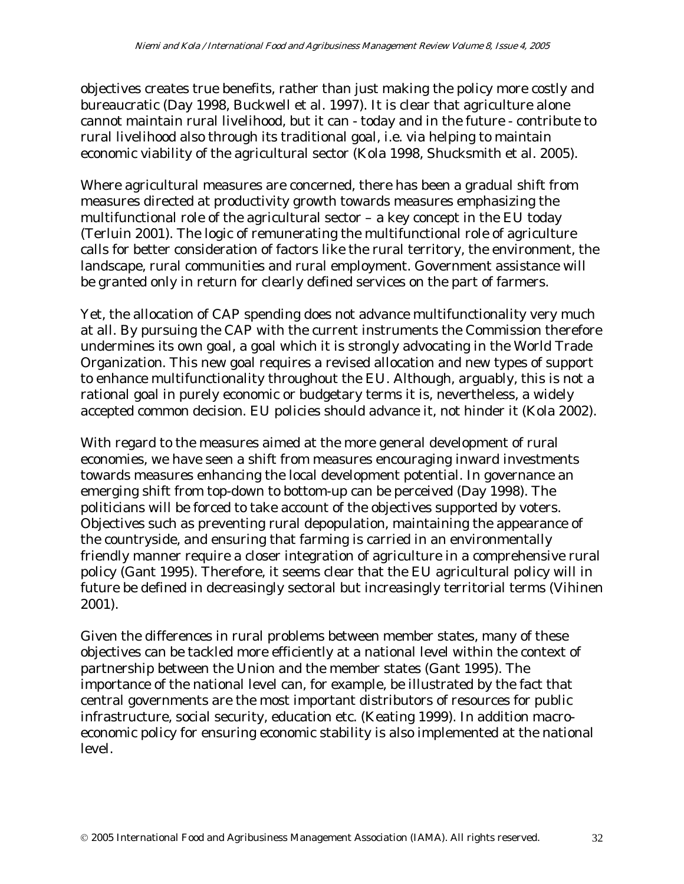objectives creates true benefits, rather than just making the policy more costly and bureaucratic (Day 1998, Buckwell et al. 1997). It is clear that agriculture alone cannot maintain rural livelihood, but it can - today and in the future - contribute to rural livelihood also through its traditional goal, i.e. via helping to maintain economic viability of the agricultural sector (Kola 1998, Shucksmith et al. 2005).

Where agricultural measures are concerned, there has been a gradual shift from measures directed at productivity growth towards measures emphasizing the multifunctional role of the agricultural sector – a key concept in the EU today (Terluin 2001). The logic of remunerating the multifunctional role of agriculture calls for better consideration of factors like the rural territory, the environment, the landscape, rural communities and rural employment. Government assistance will be granted only in return for clearly defined services on the part of farmers.

Yet, the allocation of CAP spending does not advance multifunctionality very much at all. By pursuing the CAP with the current instruments the Commission therefore undermines its own goal, a goal which it is strongly advocating in the World Trade Organization. This new goal requires a revised allocation and new types of support to enhance multifunctionality throughout the EU. Although, arguably, this is not a rational goal in purely economic or budgetary terms it is, nevertheless, a widely accepted common decision. EU policies should advance it, not hinder it (Kola 2002).

With regard to the measures aimed at the more general development of rural economies, we have seen a shift from measures encouraging inward investments towards measures enhancing the local development potential. In governance an emerging shift from top-down to bottom-up can be perceived (Day 1998). The politicians will be forced to take account of the objectives supported by voters. Objectives such as preventing rural depopulation, maintaining the appearance of the countryside, and ensuring that farming is carried in an environmentally friendly manner require a closer integration of agriculture in a comprehensive rural policy (Gant 1995). Therefore, it seems clear that the EU agricultural policy will in future be defined in decreasingly sectoral but increasingly territorial terms (Vihinen 2001).

Given the differences in rural problems between member states, many of these objectives can be tackled more efficiently at a national level within the context of partnership between the Union and the member states (Gant 1995). The importance of the national level can, for example, be illustrated by the fact that central governments are the most important distributors of resources for public infrastructure, social security, education etc. (Keating 1999). In addition macro-economic policy for ensuring economic stability is also implemented at the national level.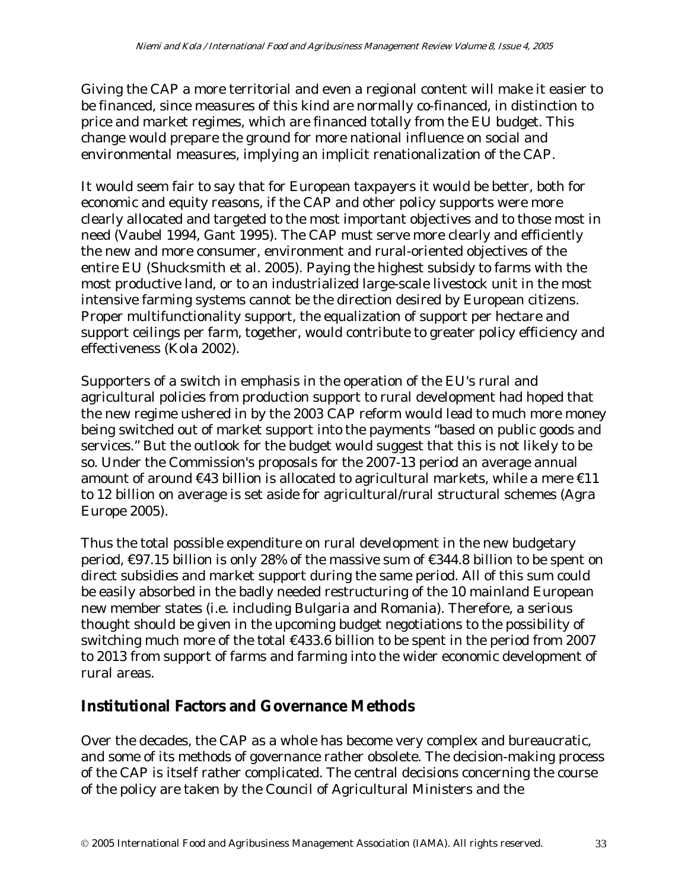Giving the CAP a more territorial and even a regional content will make it easier to be financed, since measures of this kind are normally co-financed, in distinction to price and market regimes, which are financed totally from the EU budget. This change would prepare the ground for more national influence on social and environmental measures, implying an implicit renationalization of the CAP.

It would seem fair to say that for European taxpayers it would be better, both for economic and equity reasons, if the CAP and other policy supports were more clearly allocated and targeted to the most important objectives and to those most in need (Vaubel 1994, Gant 1995). The CAP must serve more clearly and efficiently the new and more consumer, environment and rural-oriented objectives of the entire EU (Shucksmith et al. 2005). Paying the highest subsidy to farms with the most productive land, or to an industrialized large-scale livestock unit in the most intensive farming systems cannot be the direction desired by European citizens. Proper multifunctionality support, the equalization of support per hectare and support ceilings per farm, together, would contribute to greater policy efficiency and effectiveness (Kola 2002).

Supporters of a switch in emphasis in the operation of the EU's rural and agricultural policies from production support to rural development had hoped that the new regime ushered in by the 2003 CAP reform would lead to much more money being switched out of market support into the payments "based on public goods and services." But the outlook for the budget would suggest that this is not likely to be so. Under the Commission's proposals for the 2007-13 period an average annual amount of around €43 billion is allocated to agricultural markets, while a mere €11 to 12 billion on average is set aside for agricultural/rural structural schemes (Agra Europe 2005).

Thus the total possible expenditure on rural development in the new budgetary period, €97.15 billion is only 28% of the massive sum of €344.8 billion to be spent on direct subsidies and market support during the same period. All of this sum could be easily absorbed in the badly needed restructuring of the 10 mainland European new member states (i.e. including Bulgaria and Romania). Therefore, a serious thought should be given in the upcoming budget negotiations to the possibility of switching much more of the total €433.6 billion to be spent in the period from 2007 to 2013 from support of farms and farming into the wider economic development of rural areas.

## Institutional Factors and Governance Methods

Over the decades, the CAP as a whole has become very complex and bureaucratic, and some of its methods of governance rather obsolete. The decision-making process of the CAP is itself rather complicated. The central decisions concerning the course of the policy are taken by the Council of Agricultural Ministers and the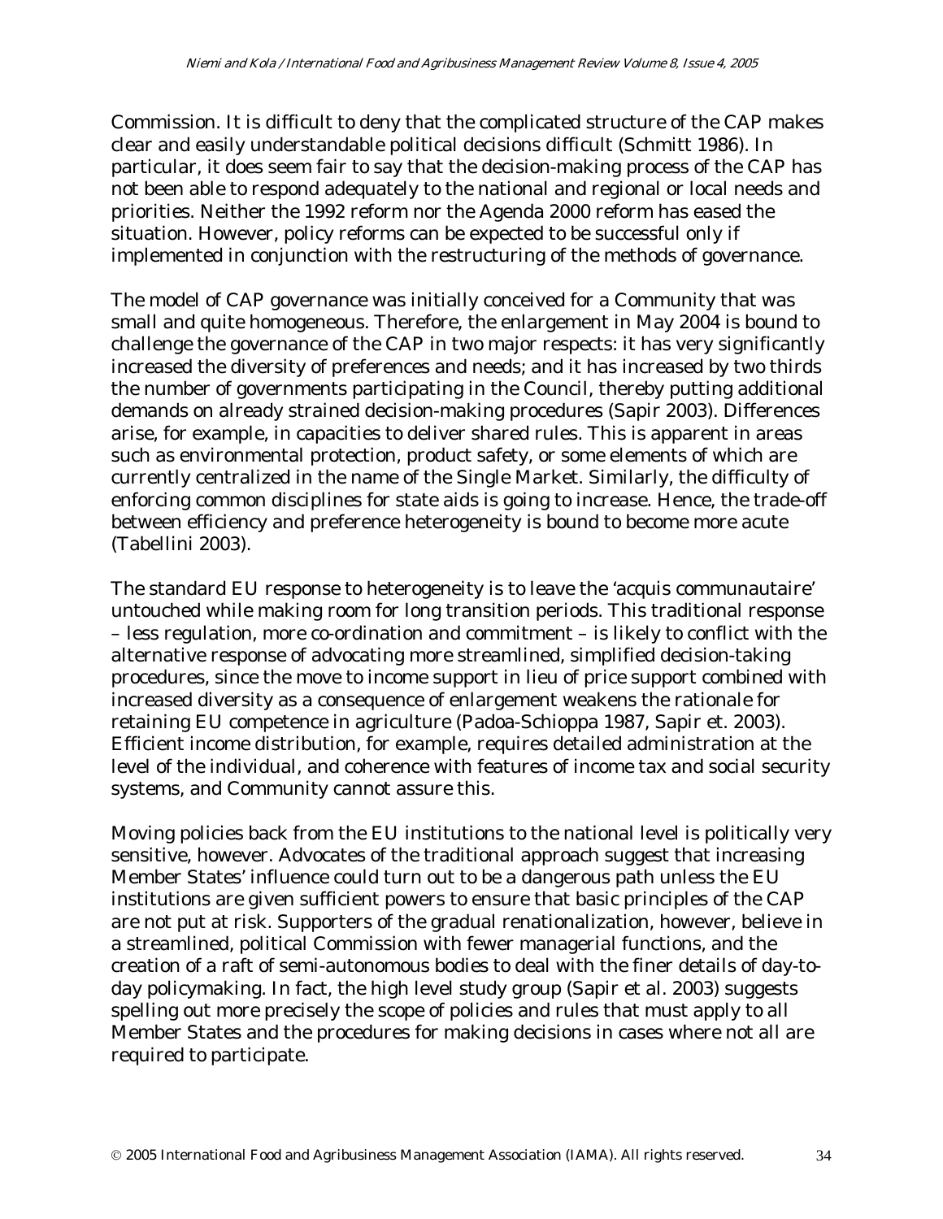Commission. It is difficult to deny that the complicated structure of the CAP makes clear and easily understandable political decisions difficult (Schmitt 1986). In particular, it does seem fair to say that the decision-making process of the CAP has not been able to respond adequately to the national and regional or local needs and priorities. Neither the 1992 reform nor the Agenda 2000 reform has eased the situation. However, policy reforms can be expected to be successful only if implemented in conjunction with the restructuring of the methods of governance.

The model of CAP governance was initially conceived for a Community that was small and quite homogeneous. Therefore, the enlargement in May 2004 is bound to challenge the governance of the CAP in two major respects: it has very significantly increased the diversity of preferences and needs; and it has increased by two thirds the number of governments participating in the Council, thereby putting additional demands on already strained decision-making procedures (Sapir 2003). Differences arise, for example, in capacities to deliver shared rules. This is apparent in areas such as environmental protection, product safety, or some elements of which are currently centralized in the name of the Single Market. Similarly, the difficulty of enforcing common disciplines for state aids is going to increase. Hence, the trade-off between efficiency and preference heterogeneity is bound to become more acute (Tabellini 2003).

The standard EU response to heterogeneity is to leave the 'acquis communautaire' untouched while making room for long transition periods. This traditional response – less regulation, more co-ordination and commitment – is likely to conflict with the alternative response of advocating more streamlined, simplified decision-taking procedures, since the move to income support in lieu of price support combined with increased diversity as a consequence of enlargement weakens the rationale for retaining EU competence in agriculture (Padoa-Schioppa 1987, Sapir et. 2003). Efficient income distribution, for example, requires detailed administration at the level of the individual, and coherence with features of income tax and social security systems, and Community cannot assure this.

Moving policies back from the EU institutions to the national level is politically very sensitive, however. Advocates of the traditional approach suggest that increasing Member States' influence could turn out to be a dangerous path unless the EU institutions are given sufficient powers to ensure that basic principles of the CAP are not put at risk. Supporters of the gradual renationalization, however, believe in a streamlined, political Commission with fewer managerial functions, and the creation of a raft of semi-autonomous bodies to deal with the finer details of day-to-day policymaking. In fact, the high level study group (Sapir et al. 2003) suggests spelling out more precisely the scope of policies and rules that must apply to all Member States and the procedures for making decisions in cases where not all are required to participate.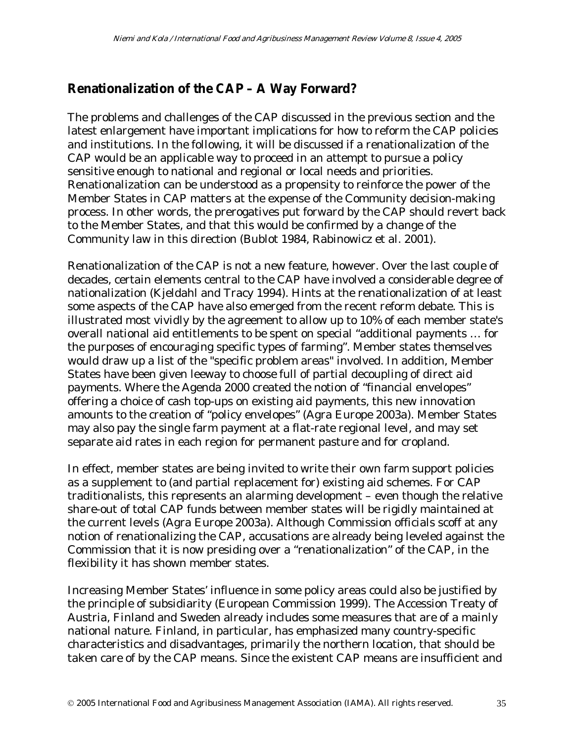## Renationalization of the CAP – A Way Forward?

The problems and challenges of the CAP discussed in the previous section and the latest enlargement have important implications for how to reform the CAP policies and institutions. In the following, it will be discussed if a renationalization of the CAP would be an applicable way to proceed in an attempt to pursue a policy sensitive enough to national and regional or local needs and priorities. Renationalization can be understood as a propensity to reinforce the power of the Member States in CAP matters at the expense of the Community decision-making process. In other words, the prerogatives put forward by the CAP should revert back to the Member States, and that this would be confirmed by a change of the Community law in this direction (Bublot 1984, Rabinowicz et al. 2001).

Renationalization of the CAP is not a new feature, however. Over the last couple of decades, certain elements central to the CAP have involved a considerable degree of nationalization (Kjeldahl and Tracy 1994). Hints at the renationalization of at least some aspects of the CAP have also emerged from the recent reform debate. This is illustrated most vividly by the agreement to allow up to 10% of each member state's overall national aid entitlements to be spent on special "additional payments … for the purposes of encouraging specific types of farming". Member states themselves would draw up a list of the "specific problem areas" involved. In addition, Member States have been given leeway to choose full of partial decoupling of direct aid payments. Where the Agenda 2000 created the notion of "financial envelopes" offering a choice of cash top-ups on existing aid payments, this new innovation amounts to the creation of "policy envelopes" (Agra Europe 2003a). Member States may also pay the single farm payment at a flat-rate regional level, and may set separate aid rates in each region for permanent pasture and for cropland.

In effect, member states are being invited to write their own farm support policies as a supplement to (and partial replacement for) existing aid schemes. For CAP traditionalists, this represents an alarming development – even though the relative share-out of total CAP funds between member states will be rigidly maintained at the current levels (Agra Europe 2003a). Although Commission officials scoff at any notion of renationalizing the CAP, accusations are already being leveled against the Commission that it is now presiding over a "renationalization" of the CAP, in the flexibility it has shown member states.

Increasing Member States' influence in some policy areas could also be justified by the principle of subsidiarity (European Commission 1999). The Accession Treaty of Austria, Finland and Sweden already includes some measures that are of a mainly national nature. Finland, in particular, has emphasized many country-specific characteristics and disadvantages, primarily the northern location, that should be taken care of by the CAP means. Since the existent CAP means are insufficient and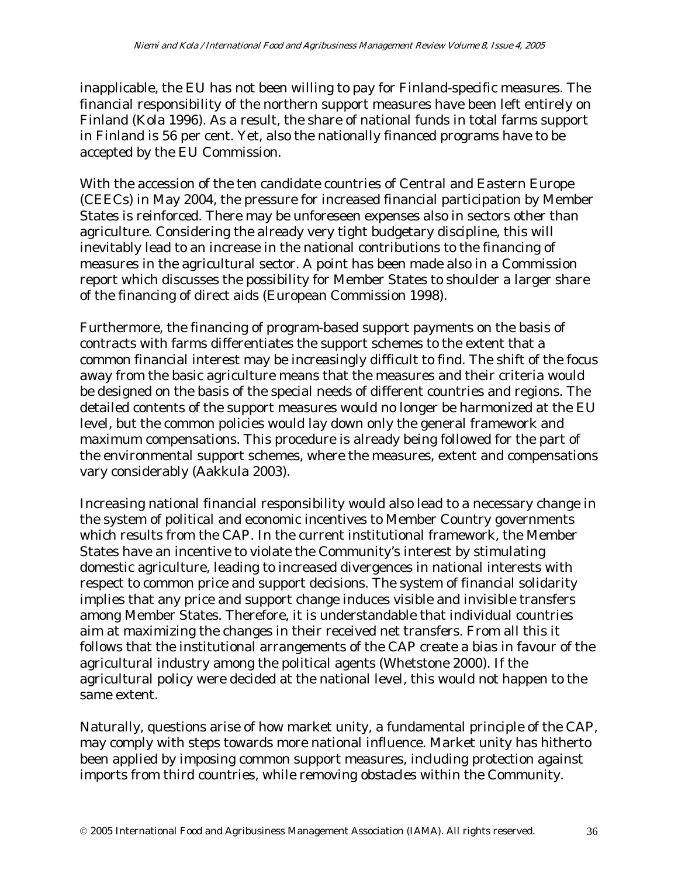inapplicable, the EU has not been willing to pay for Finland-specific measures. The financial responsibility of the northern support measures have been left entirely on Finland (Kola 1996). As a result, the share of national funds in total farms support in Finland is 56 per cent. Yet, also the nationally financed programs have to be accepted by the EU Commission.

With the accession of the ten candidate countries of Central and Eastern Europe (CEECs) in May 2004, the pressure for increased financial participation by Member States is reinforced. There may be unforeseen expenses also in sectors other than agriculture. Considering the already very tight budgetary discipline, this will inevitably lead to an increase in the national contributions to the financing of measures in the agricultural sector. A point has been made also in a Commission report which discusses the possibility for Member States to shoulder a larger share of the financing of direct aids (European Commission 1998).

Furthermore, the financing of program-based support payments on the basis of contracts with farms differentiates the support schemes to the extent that a common financial interest may be increasingly difficult to find. The shift of the focus away from the basic agriculture means that the measures and their criteria would be designed on the basis of the special needs of different countries and regions. The detailed contents of the support measures would no longer be harmonized at the EU level, but the common policies would lay down only the general framework and maximum compensations. This procedure is already being followed for the part of the environmental support schemes, where the measures, extent and compensations vary considerably (Aakkula 2003).

Increasing national financial responsibility would also lead to a necessary change in the system of political and economic incentives to Member Country governments which results from the CAP. In the current institutional framework, the Member States have an incentive to violate the Community's interest by stimulating domestic agriculture, leading to increased divergences in national interests with respect to common price and support decisions. The system of financial solidarity implies that any price and support change induces visible and invisible transfers among Member States. Therefore, it is understandable that individual countries aim at maximizing the changes in their received net transfers. From all this it follows that the institutional arrangements of the CAP create a bias in favour of the agricultural industry among the political agents (Whetstone 2000). If the agricultural policy were decided at the national level, this would not happen to the same extent.

Naturally, questions arise of how market unity, a fundamental principle of the CAP, may comply with steps towards more national influence. Market unity has hitherto been applied by imposing common support measures, including protection against imports from third countries, while removing obstacles within the Community.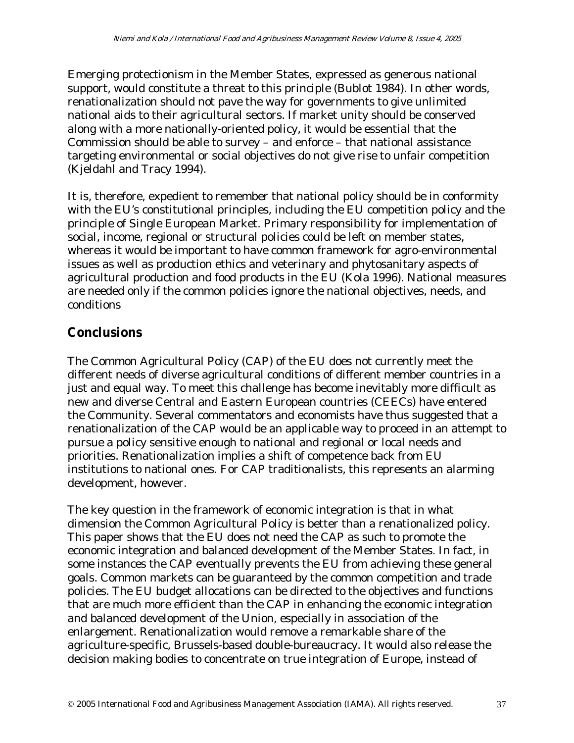Emerging protectionism in the Member States, expressed as generous national support, would constitute a threat to this principle (Bublot 1984). In other words, renationalization should not pave the way for governments to give unlimited national aids to their agricultural sectors. If market unity should be conserved along with a more nationally-oriented policy, it would be essential that the Commission should be able to survey – and enforce – that national assistance targeting environmental or social objectives do not give rise to unfair competition (Kjeldahl and Tracy 1994).

It is, therefore, expedient to remember that national policy should be in conformity with the EU's constitutional principles, including the EU competition policy and the principle of Single European Market. Primary responsibility for implementation of social, income, regional or structural policies could be left on member states, whereas it would be important to have common framework for agro-environmental issues as well as production ethics and veterinary and phytosanitary aspects of agricultural production and food products in the EU (Kola 1996). National measures are needed only if the common policies ignore the national objectives, needs, and conditions

## Conclusions

The Common Agricultural Policy (CAP) of the EU does not currently meet the different needs of diverse agricultural conditions of different member countries in a just and equal way. To meet this challenge has become inevitably more difficult as new and diverse Central and Eastern European countries (CEECs) have entered the Community. Several commentators and economists have thus suggested that a renationalization of the CAP would be an applicable way to proceed in an attempt to pursue a policy sensitive enough to national and regional or local needs and priorities. Renationalization implies a shift of competence back from EU institutions to national ones. For CAP traditionalists, this represents an alarming development, however.

The key question in the framework of economic integration is that in what dimension the Common Agricultural Policy is better than a renationalized policy. This paper shows that the EU does not need the CAP as such to promote the economic integration and balanced development of the Member States. In fact, in some instances the CAP eventually prevents the EU from achieving these general goals. Common markets can be guaranteed by the common competition and trade policies. The EU budget allocations can be directed to the objectives and functions that are much more efficient than the CAP in enhancing the economic integration and balanced development of the Union, especially in association of the enlargement. Renationalization would remove a remarkable share of the agriculture-specific, Brussels-based double-bureaucracy. It would also release the decision making bodies to concentrate on true integration of Europe, instead of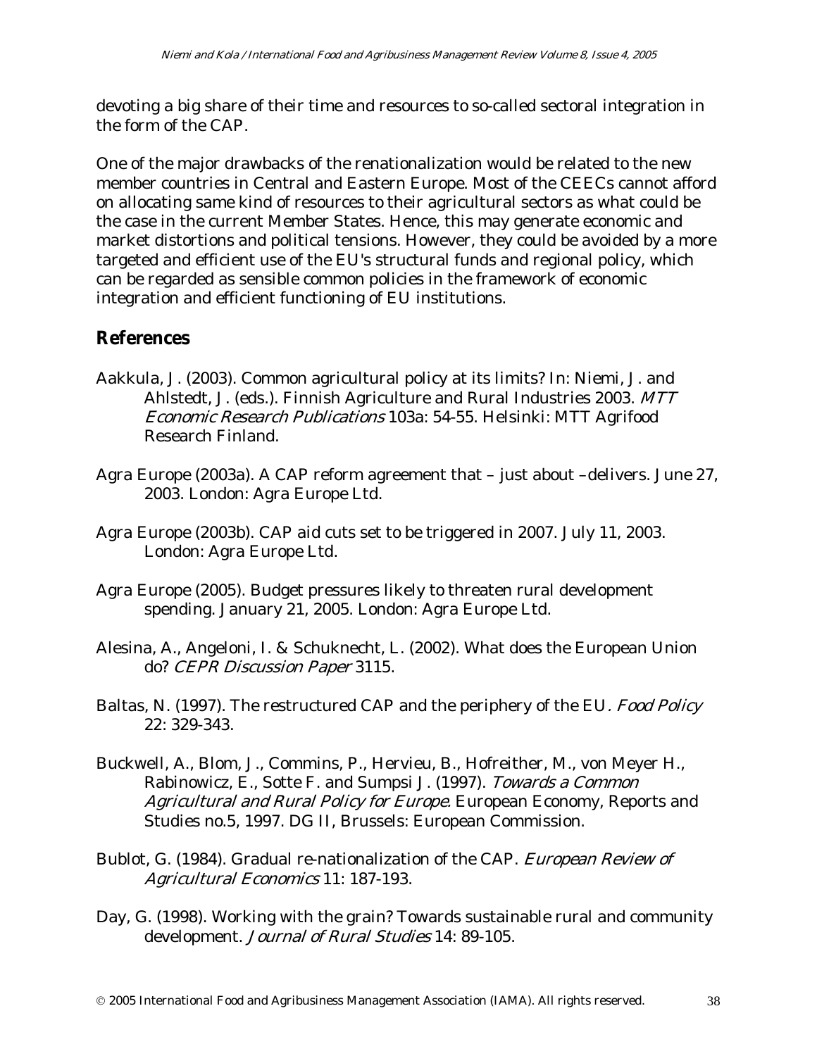devoting a big share of their time and resources to so-called sectoral integration in the form of the CAP.

One of the major drawbacks of the renationalization would be related to the new member countries in Central and Eastern Europe. Most of the CEECs cannot afford on allocating same kind of resources to their agricultural sectors as what could be the case in the current Member States. Hence, this may generate economic and market distortions and political tensions. However, they could be avoided by a more targeted and efficient use of the EU's structural funds and regional policy, which can be regarded as sensible common policies in the framework of economic integration and efficient functioning of EU institutions.

## References

Aakkula, J. (2003). Common agricultural policy at its limits? In: Niemi, J. and Ahlstedt, J. (eds.). Finnish Agriculture and Rural Industries 2003. *MTT Economic Research Publications* 103a: 54-55. Helsinki: MTT Agrifood Research Finland.

Agra Europe (2003a). A CAP reform agreement that – just about –delivers. June 27, 2003. London: Agra Europe Ltd.

Agra Europe (2003b). CAP aid cuts set to be triggered in 2007. July 11, 2003. London: Agra Europe Ltd.

Agra Europe (2005). Budget pressures likely to threaten rural development spending. January 21, 2005. London: Agra Europe Ltd.

Alesina, A., Angeloni, I. & Schuknecht, L. (2002). What does the European Union do? *CEPR Discussion Paper* 3115.

Baltas, N. (1997). The restructured CAP and the periphery of the EU*. Food Policy* 22: 329-343.

Buckwell, A., Blom, J., Commins, P., Hervieu, B., Hofreither, M., von Meyer H., Rabinowicz, E., Sotte F. and Sumpsi J. (1997). *Towards a Common Agricultural and Rural Policy for Europe*. European Economy, Reports and Studies no.5, 1997. DG II, Brussels: European Commission.

Bublot, G. (1984). Gradual re-nationalization of the CAP. *European Review of Agricultural Economics* 11: 187-193.

Day, G. (1998). Working with the grain? Towards sustainable rural and community development. *Journal of Rural Studies* 14: 89-105.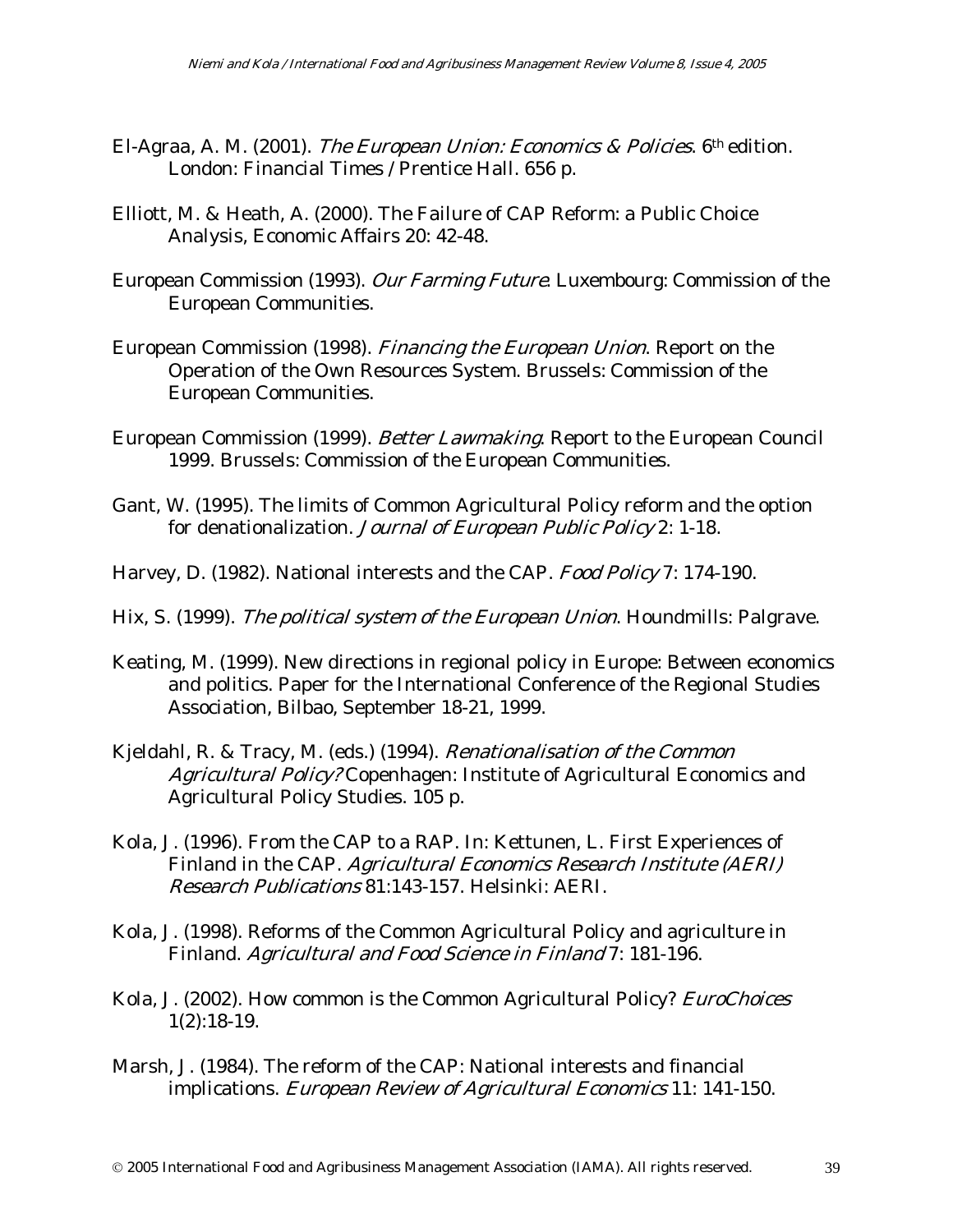El-Agraa, A. M. (2001). *The European Union: Economics & Policies*. 6th edition. London: Financial Times / Prentice Hall. 656 p.

Elliott, M. & Heath, A. (2000). The Failure of CAP Reform: a Public Choice Analysis, Economic Affairs 20: 42-48.

European Commission (1993). *Our Farming Future*. Luxembourg: Commission of the European Communities.

European Commission (1998). *Financing the European Union*. Report on the Operation of the Own Resources System. Brussels: Commission of the European Communities.

European Commission (1999). *Better Lawmaking*. Report to the European Council 1999. Brussels: Commission of the European Communities.

Gant, W. (1995). The limits of Common Agricultural Policy reform and the option for denationalization. *Journal of European Public Policy* 2: 1-18.

Harvey, D. (1982). National interests and the CAP. *Food Policy* 7: 174-190.

Hix, S. (1999). *The political system of the European Union*. Houndmills: Palgrave.

Keating, M. (1999). New directions in regional policy in Europe: Between economics and politics. Paper for the International Conference of the Regional Studies Association, Bilbao, September 18-21, 1999.

Kjeldahl, R. & Tracy, M. (eds.) (1994). *Renationalisation of the Common Agricultural Policy?* Copenhagen: Institute of Agricultural Economics and Agricultural Policy Studies. 105 p.

Kola, J. (1996). From the CAP to a RAP. In: Kettunen, L. First Experiences of Finland in the CAP. *Agricultural Economics Research Institute (AERI) Research Publications* 81:143-157. Helsinki: AERI.

Kola, J. (1998). Reforms of the Common Agricultural Policy and agriculture in Finland. *Agricultural and Food Science in Finland* 7: 181-196.

Kola, J. (2002). How common is the Common Agricultural Policy? *EuroChoices* 1(2):18-19.

Marsh, J. (1984). The reform of the CAP: National interests and financial implications. *European Review of Agricultural Economics* 11: 141-150.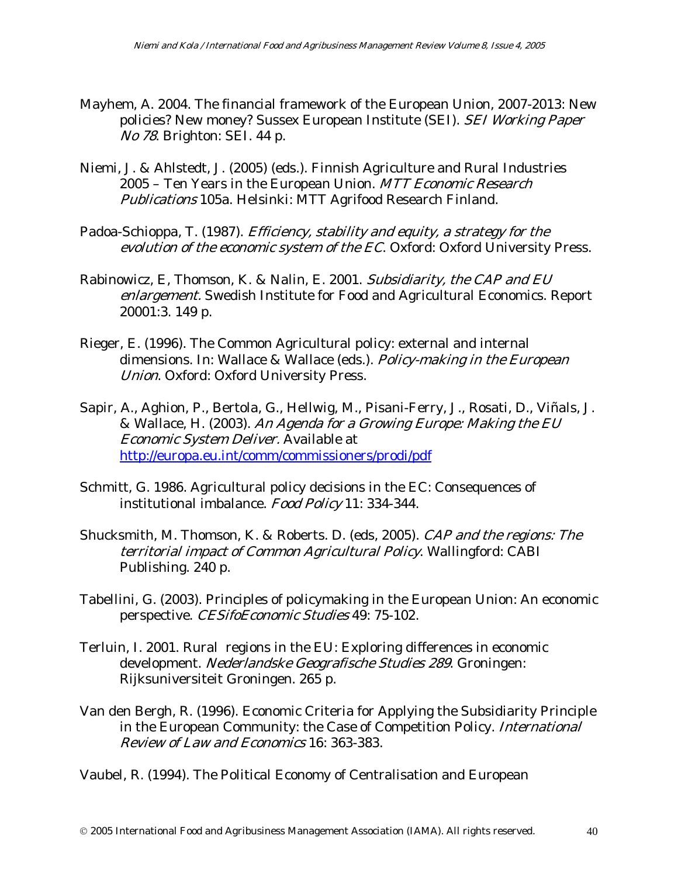Mayhem, A. 2004. The financial framework of the European Union, 2007-2013: New policies? New money? Sussex European Institute (SEI). *SEI Working Paper No 78*. Brighton: SEI. 44 p.

Niemi, J. & Ahlstedt, J. (2005) (eds.). Finnish Agriculture and Rural Industries 2005 – Ten Years in the European Union. *MTT Economic Research Publications* 105a. Helsinki: MTT Agrifood Research Finland.

Padoa-Schioppa, T. (1987). *Efficiency, stability and equity, a strategy for the evolution of the economic system of the EC*. Oxford: Oxford University Press.

Rabinowicz, E, Thomson, K. & Nalin, E. 2001. *Subsidiarity, the CAP and EU enlargement.* Swedish Institute for Food and Agricultural Economics. Report 20001:3. 149 p.

Rieger, E. (1996). The Common Agricultural policy: external and internal dimensions. In: Wallace & Wallace (eds.). *Policy-making in the European Union*. Oxford: Oxford University Press.

Sapir, A., Aghion, P., Bertola, G., Hellwig, M., Pisani-Ferry, J., Rosati, D., Viñals, J. & Wallace, H. (2003). *An Agenda for a Growing Europe: Making the EU Economic System Deliver.* Available at http://europa.eu.int/comm/commissioners/prodi/pdf

Schmitt, G. 1986. Agricultural policy decisions in the EC: Consequences of institutional imbalance. *Food Policy* 11: 334-344.

Shucksmith, M. Thomson, K. & Roberts. D. (eds, 2005). *CAP and the regions: The territorial impact of Common Agricultural Policy*. Wallingford: CABI Publishing. 240 p.

Tabellini, G. (2003). Principles of policymaking in the European Union: An economic perspective. *CESifoEconomic Studies* 49: 75-102.

Terluin, I. 2001. Rural regions in the EU: Exploring differences in economic development. *Nederlandske Geografische Studies 289*. Groningen: Rijksuniversiteit Groningen. 265 p.

Van den Bergh, R. (1996). Economic Criteria for Applying the Subsidiarity Principle in the European Community: the Case of Competition Policy. *International Review of Law and Economics* 16: 363-383.

Vaubel, R. (1994). The Political Economy of Centralisation and European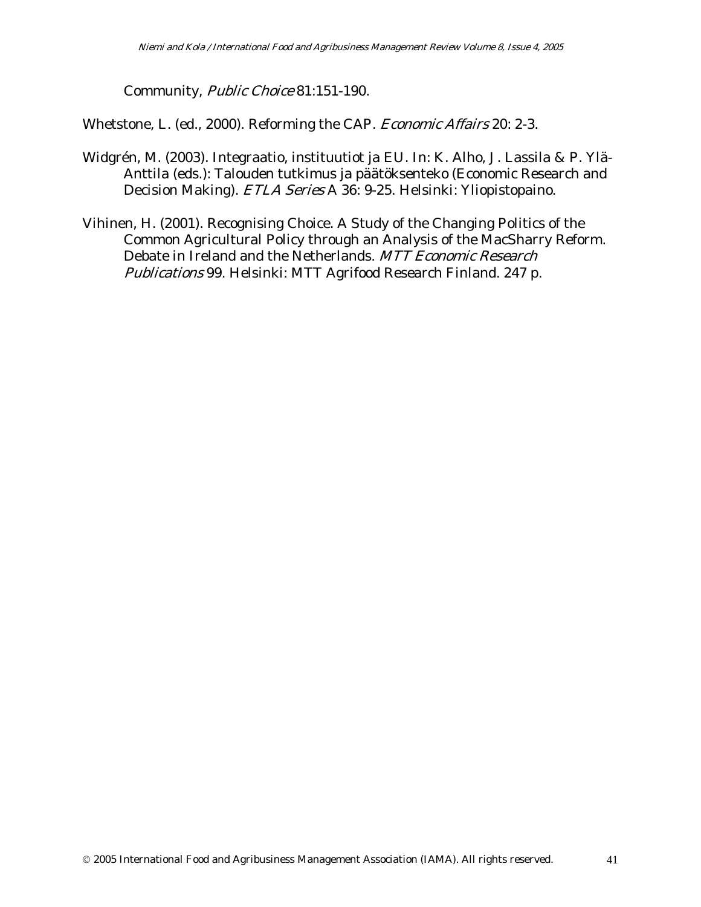Community, *Public Choice* 81:151-190.

Whetstone, L. (ed., 2000). Reforming the CAP. *Economic Affairs* 20: 2-3.

Widgrén, M. (2003). Integraatio, instituutiot ja EU. In: K. Alho, J. Lassila & P. Ylä-Anttila (eds.): Talouden tutkimus ja päätöksenteko (Economic Research and Decision Making). *ETLA Series* A 36: 9-25. Helsinki: Yliopistopaino.

Vihinen, H. (2001). Recognising Choice. A Study of the Changing Politics of the Common Agricultural Policy through an Analysis of the MacSharry Reform. Debate in Ireland and the Netherlands. *MTT Economic Research Publications* 99. Helsinki: MTT Agrifood Research Finland. 247 p.